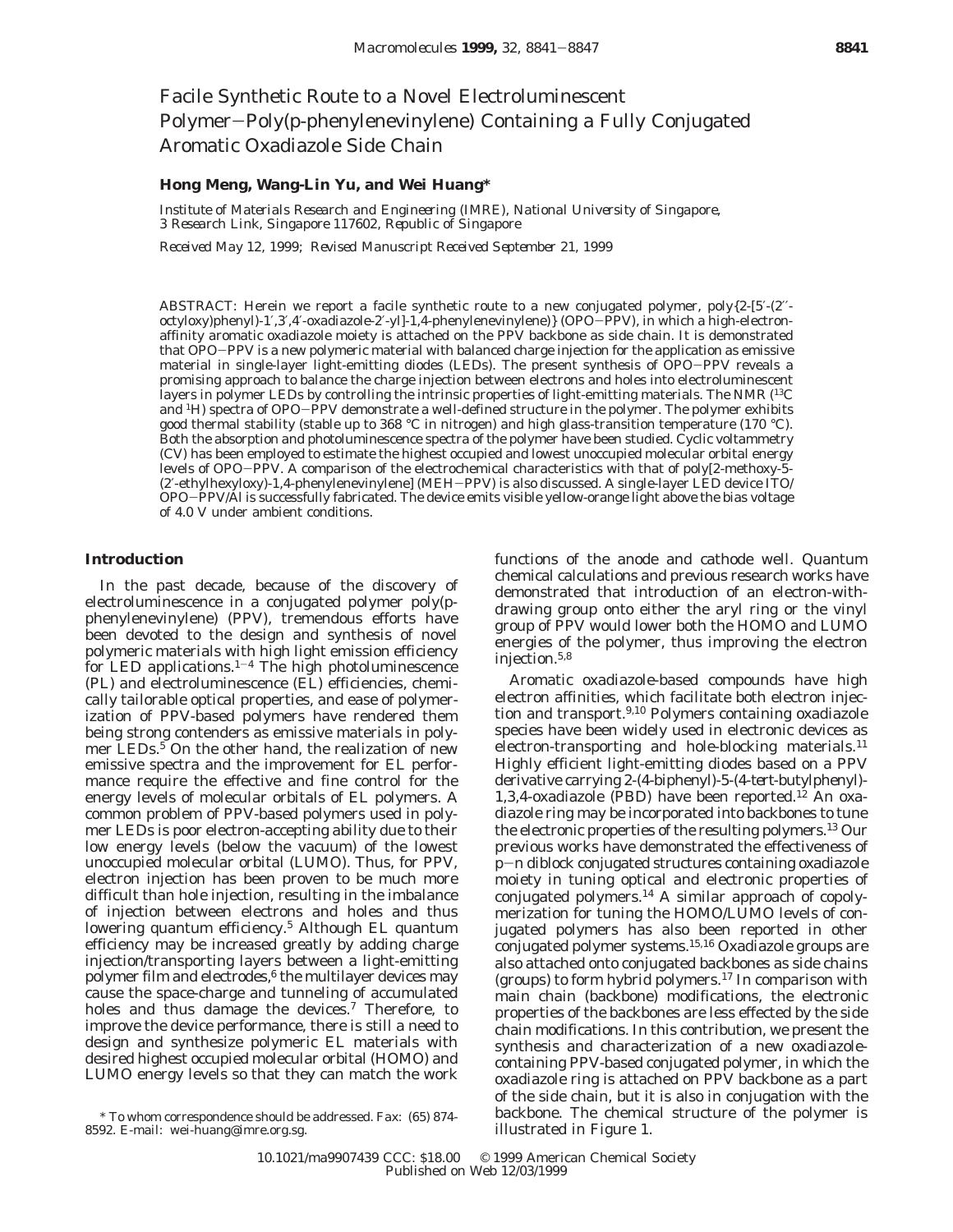# Facile Synthetic Route to a Novel Electroluminescent Polymer−Poly(p-phenylenevinylene) Containing a Fully Conjugated Aromatic Oxadiazole Side Chain

**Hong Meng, Wang-Lin Yu, and Wei Huang***

*Institute of Materials Research and Engineering (IMRE), National University of Singapore, 3 Research Link, Singapore 117602, Republic of Singapore*

*Received May 12, 1999; Revised Manuscript Received September 21, 1999*

ABSTRACT: Herein we report a facile synthetic route to a new conjugated polymer, poly{2-[5′-(2′′-octyloxy)phenyl)-1′,3′,4′-oxadiazole-2′-yl]-1,4-phenylenevinylene)} (OPO−PPV), in which a high-electron-affinity aromatic oxadiazole moiety is attached on the PPV backbone as side chain. It is demonstrated that OPO−PPV is a new polymeric material with balanced charge injection for the application as emissive material in single-layer light-emitting diodes (LEDs). The present synthesis of OPO−PPV reveals a promising approach to balance the charge injection between electrons and holes into electroluminescent layers in polymer LEDs by controlling the intrinsic properties of light-emitting materials. The NMR ($^{13}C$ and $^{1}H$) spectra of OPO−PPV demonstrate a well-defined structure in the polymer. The polymer exhibits good thermal stability (stable up to 368 °C in nitrogen) and high glass-transition temperature (170 °C). Both the absorption and photoluminescence spectra of the polymer have been studied. Cyclic voltammetry (CV) has been employed to estimate the highest occupied and lowest unoccupied molecular orbital energy levels of OPO−PPV. A comparison of the electrochemical characteristics with that of poly[2-methoxy-5-(2′-ethylhexyloxy)-1,4-phenylenevinylene] (MEH−PPV) is also discussed. A single-layer LED device ITO/OPO−PPV/Al is successfully fabricated. The device emits visible yellow-orange light above the bias voltage of 4.0 V under ambient conditions.

## Introduction

In the past decade, because of the discovery of electroluminescence in a conjugated polymer poly(p-phenylenevinylene) (PPV), tremendous efforts have been devoted to the design and synthesis of novel polymeric materials with high light emission efficiency for LED applications.[1−4] The high photoluminescence (PL) and electroluminescence (EL) efficiencies, chemically tailorable optical properties, and ease of polymerization of PPV-based polymers have rendered them being strong contenders as emissive materials in polymer LEDs.[5] On the other hand, the realization of new emissive spectra and the improvement for EL performance require the effective and fine control for the energy levels of molecular orbitals of EL polymers. A common problem of PPV-based polymers used in polymer LEDs is poor electron-accepting ability due to their low energy levels (below the vacuum) of the lowest unoccupied molecular orbital (LUMO). Thus, for PPV, electron injection has been proven to be much more difficult than hole injection, resulting in the imbalance of injection between electrons and holes and thus lowering quantum efficiency.[5] Although EL quantum efficiency may be increased greatly by adding charge injection/transporting layers between a light-emitting polymer film and electrodes,[6] the multilayer devices may cause the space-charge and tunneling of accumulated holes and thus damage the devices.[7] Therefore, to improve the device performance, there is still a need to design and synthesize polymeric EL materials with desired highest occupied molecular orbital (HOMO) and LUMO energy levels so that they can match the work functions of the anode and cathode well. Quantum chemical calculations and previous research works have demonstrated that introduction of an electron-withdrawing group onto either the aryl ring or the vinyl group of PPV would lower both the HOMO and LUMO energies of the polymer, thus improving the electron injection.[5,8]

Aromatic oxadiazole-based compounds have high electron affinities, which facilitate both electron injection and transport.[9,10] Polymers containing oxadiazole species have been widely used in electronic devices as electron-transporting and hole-blocking materials.[11] Highly efficient light-emitting diodes based on a PPV derivative carrying 2-(4-biphenyl)-5-(4-*tert*-butylphenyl)-1,3,4-oxadiazole (PBD) have been reported.[12] An oxadiazole ring may be incorporated into backbones to tune the electronic properties of the resulting polymers.[13] Our previous works have demonstrated the effectiveness of p−n diblock conjugated structures containing oxadiazole moiety in tuning optical and electronic properties of conjugated polymers.[14] A similar approach of copolymerization for tuning the HOMO/LUMO levels of conjugated polymers has also been reported in other conjugated polymer systems.[15,16] Oxadiazole groups are also attached onto conjugated backbones as side chains (groups) to form hybrid polymers.[17] In comparison with main chain (backbone) modifications, the electronic properties of the backbones are less effected by the side chain modifications. In this contribution, we present the synthesis and characterization of a new oxadiazole-containing PPV-based conjugated polymer, in which the oxadiazole ring is attached on PPV backbone as a part of the side chain, but it is also in conjugation with the backbone. The chemical structure of the polymer is illustrated in Figure 1.

\* To whom correspondence should be addressed. Fax: (65) 874-8592. E-mail: wei-huang@imre.org.sg.

10.1021/ma9907439 CCC: $18.00 © 1999 American Chemical Society
Published on Web 12/03/1999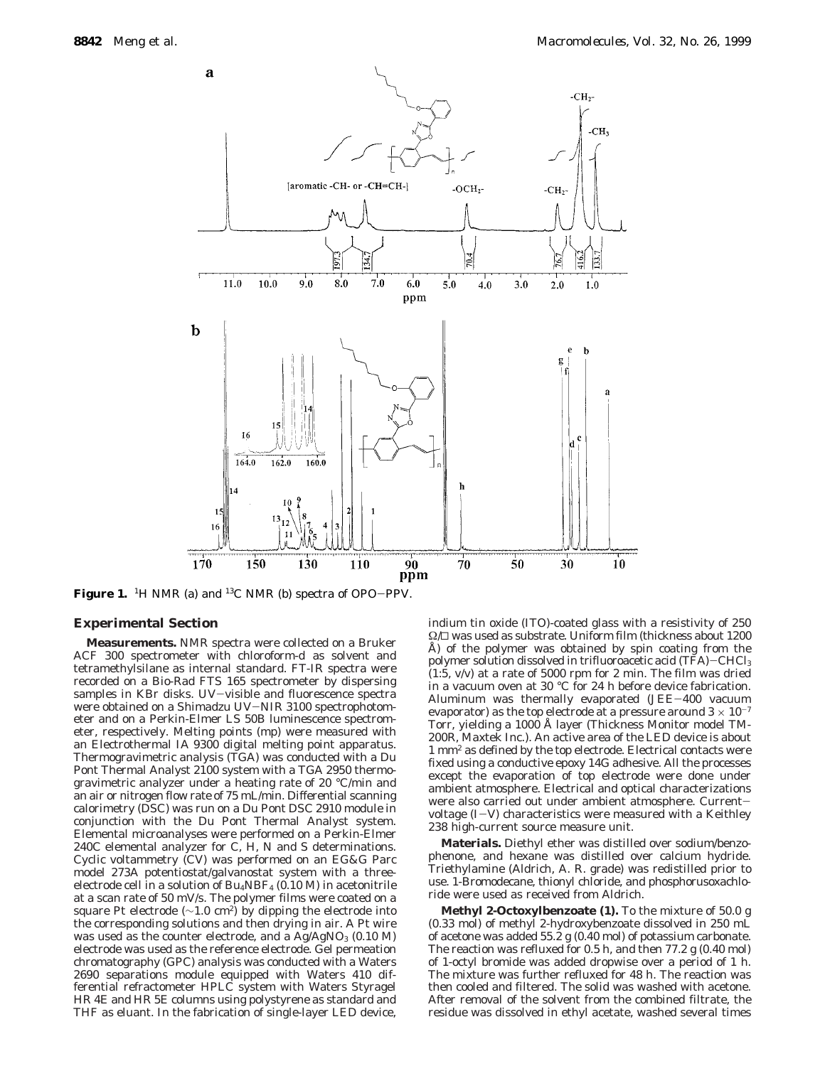**Figure 1.** $^1$H NMR (a) and $^{13}$C NMR (b) spectra of OPO–PPV.

## Experimental Section

**Measurements.** NMR spectra were collected on a Bruker ACF 300 spectrometer with chloroform-d as solvent and tetramethylsilane as internal standard. FT-IR spectra were recorded on a Bio-Rad FTS 165 spectrometer by dispersing samples in KBr disks. UV–visible and fluorescence spectra were obtained on a Shimadzu UV–NIR 3100 spectrophotometer and on a Perkin-Elmer LS 50B luminescence spectrometer, respectively. Melting points (mp) were measured with an Electrothermal IA 9300 digital melting point apparatus. Thermogravimetric analysis (TGA) was conducted with a Du Pont Thermal Analyst 2100 system with a TGA 2950 thermogravimetric analyzer under a heating rate of 20 °C/min and an air or nitrogen flow rate of 75 mL/min. Differential scanning calorimetry (DSC) was run on a Du Pont DSC 2910 module in conjunction with the Du Pont Thermal Analyst system. Elemental microanalyses were performed on a Perkin-Elmer 240C elemental analyzer for C, H, N and S determinations. Cyclic voltammetry (CV) was performed on an EG&G Parc model 273A potentiostat/galvanostat system with a three-electrode cell in a solution of $Bu_4NBF_4$ (0.10 M) in acetonitrile at a scan rate of 50 mV/s. The polymer films were coated on a square Pt electrode (~1.0 cm$^2$) by dipping the electrode into the corresponding solutions and then drying in air. A Pt wire was used as the counter electrode, and a Ag/$AgNO_3$ (0.10 M) electrode was used as the reference electrode. Gel permeation chromatography (GPC) analysis was conducted with a Waters 2690 separations module equipped with Waters 410 differential refractometer HPLC system with Waters Styragel HR 4E and HR 5E columns using polystyrene as standard and THF as eluant. In the fabrication of single-layer LED device, indium tin oxide (ITO)-coated glass with a resistivity of 250 Ω/□ was used as substrate. Uniform film (thickness about 1200 Å) of the polymer was obtained by spin coating from the polymer solution dissolved in trifluoroacetic acid (TFA)–$CHCl_3$ (1:5, v/v) at a rate of 5000 rpm for 2 min. The film was dried in a vacuum oven at 30 °C for 24 h before device fabrication. Aluminum was thermally evaporated (JEE–400 vacuum evaporator) as the top electrode at a pressure around $3 \times 10^{-7}$ Torr, yielding a 1000 Å layer (Thickness Monitor model TM-200R, Maxtek Inc.). An active area of the LED device is about 1 mm$^2$ as defined by the top electrode. Electrical contacts were fixed using a conductive epoxy 14G adhesive. All the processes except the evaporation of top electrode were done under ambient atmosphere. Electrical and optical characterizations were also carried out under ambient atmosphere. Current–voltage (I–V) characteristics were measured with a Keithley 238 high-current source measure unit.

**Materials.** Diethyl ether was distilled over sodium/benzophenone, and hexane was distilled over calcium hydride. Triethylamine (Aldrich, A. R. grade) was redistilled prior to use. 1-Bromodecane, thionyl chloride, and phosphorusoxachloride were used as received from Aldrich.

**Methyl 2-Octoxylbenzoate (1).** To the mixture of 50.0 g (0.33 mol) of methyl 2-hydroxybenzoate dissolved in 250 mL of acetone was added 55.2 g (0.40 mol) of potassium carbonate. The reaction was refluxed for 0.5 h, and then 77.2 g (0.40 mol) of 1-octyl bromide was added dropwise over a period of 1 h. The mixture was further refluxed for 48 h. The reaction was then cooled and filtered. The solid was washed with acetone. After removal of the solvent from the combined filtrate, the residue was dissolved in ethyl acetate, washed several times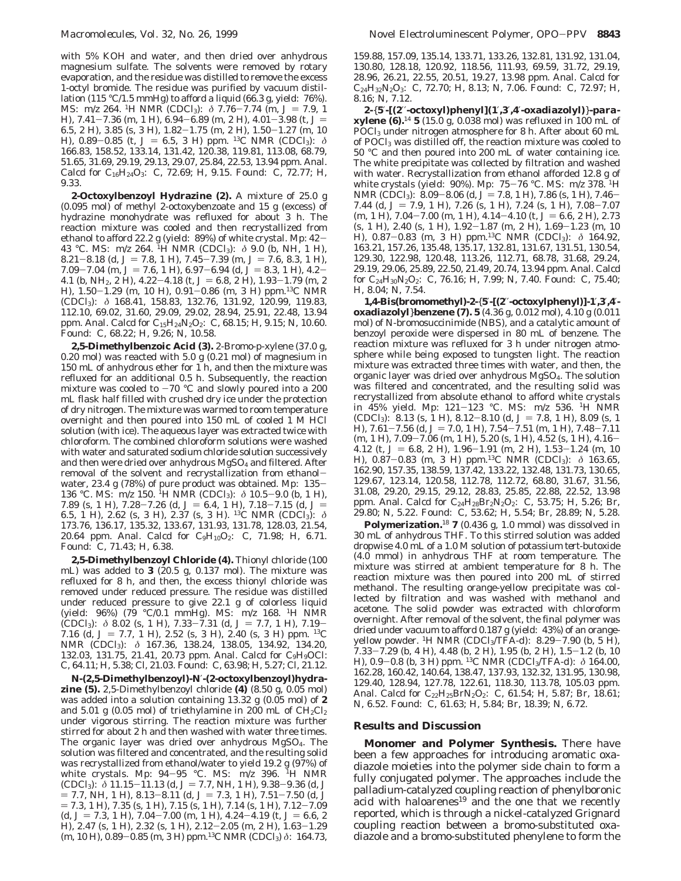with 5% KOH and water, and then dried over anhydrous magnesium sulfate. The solvents were removed by rotary evaporation, and the residue was distilled to remove the excess 1-octyl bromide. The residue was purified by vacuum distillation (115 °C/1.5 mmHg) to afford a liquid (66.3 g, yield: 76%). MS: *m*/*z* 264. $^1$H NMR ($CDCl_3$): δ 7.76−7.74 (m, *J* = 7.9, 1 H), 7.41−7.36 (m, 1 H), 6.94−6.89 (m, 2 H), 4.01−3.98 (t, *J* = 6.5, 2 H), 3.85 (s, 3 H), 1.82−1.75 (m, 2 H), 1.50−1.27 (m, 10 H), 0.89−0.85 (t, *J* = 6.5, 3 H) ppm. $^{13}$C NMR ($CDCl_3$): δ 166.83, 158.52, 133.14, 131.42, 120.38, 119.81, 113.08, 68.79, 51.65, 31.69, 29.19, 29.13, 29.07, 25.84, 22.53, 13.94 ppm. Anal. Calcd for $C_{16}H_{24}O_3$: C, 72.69; H, 9.15. Found: C, 72.77; H, 9.33.

**2-Octoxylbenzoyl Hydrazine (2).** A mixture of 25.0 g (0.095 mol) of methyl 2-octoxybenzoate and 15 g (excess) of hydrazine monohydrate was refluxed for about 3 h. The reaction mixture was cooled and then recrystallized from ethanol to afford 22.2 g (yield: 89%) of white crystal. Mp: 42−43 °C. MS: *m*/*z* 264. $^1$H NMR ($CDCl_3$): δ 9.0 (b, NH, 1 H), 8.21−8.18 (d, *J* = 7.8, 1 H), 7.45−7.39 (m, *J* = 7.6, 8.3, 1 H), 7.09−7.04 (m, *J* = 7.6, 1 H), 6.97−6.94 (d, *J* = 8.3, 1 H), 4.2−4.1 (b, $NH_2$, 2 H), 4.22−4.18 (t, *J* = 6.8, 2 H), 1.93−1.79 (m, 2 H), 1.50−1.29 (m, 10 H), 0.91−0.86 (m, 3 H) ppm. $^{13}$C NMR ($CDCl_3$): δ 168.41, 158.83, 132.76, 131.92, 120.99, 119.83, 112.10, 69.02, 31.60, 29.09, 29.02, 28.94, 25.91, 22.48, 13.94 ppm. Anal. Calcd for $C_{15}H_{24}N_2O_2$: C, 68.15; H, 9.15; N, 10.60. Found: C, 68.22; H, 9.26; N, 10.58.

**2,5-Dimethylbenzoic Acid (3).** 2-Bromo-*p*-xylene (37.0 g, 0.20 mol) was reacted with 5.0 g (0.21 mol) of magnesium in 150 mL of anhydrous ether for 1 h, and then the mixture was refluxed for an additional 0.5 h. Subsequently, the reaction mixture was cooled to −70 °C and slowly poured into a 200 mL flask half filled with crushed dry ice under the protection of dry nitrogen. The mixture was warmed to room temperature overnight and then poured into 150 mL of cooled 1 M HCl solution (with ice). The aqueous layer was extracted twice with chloroform. The combined chloroform solutions were washed with water and saturated sodium chloride solution successively and then were dried over anhydrous $MgSO_4$ and filtered. After removal of the solvent and recrystallization from ethanol−water, 23.4 g (78%) of pure product was obtained. Mp: 135−136 °C. MS: *m*/*z* 150. $^1$H NMR ($CDCl_3$): δ 10.5−9.0 (b, 1 H), 7.89 (s, 1 H), 7.28−7.26 (d, *J* = 6.4, 1 H), 7.18−7.15 (d, *J* = 6.5, 1 H), 2.62 (s, 3 H), 2.37 (s, 3 H). $^{13}$C NMR ($CDCl_3$): δ 173.76, 136.17, 135.32, 133.67, 131.93, 131.78, 128.03, 21.54, 20.64 ppm. Anal. Calcd for $C_9H_{10}O_2$: C, 71.98; H, 6.71. Found: C, 71.43; H, 6.38.

**2,5-Dimethylbenzoyl Chloride (4).** Thionyl chloride (100 mL) was added to **3** (20.5 g, 0.137 mol). The mixture was refluxed for 8 h, and then, the excess thionyl chloride was removed under reduced pressure. The residue was distilled under reduced pressure to give 22.1 g of colorless liquid (yield: 96%) (79 °C/0.1 mmHg). MS: *m*/*z* 168. $^1$H NMR ($CDCl_3$): δ 8.02 (s, 1 H), 7.33−7.31 (d, *J* = 7.7, 1 H), 7.19−7.16 (d, *J* = 7.7, 1 H), 2.52 (s, 3 H), 2.40 (s, 3 H) ppm. $^{13}$C NMR ($CDCl_3$): δ 167.36, 138.24, 138.05, 134.92, 134.20, 132.03, 131.75, 21.41, 20.73 ppm. Anal. Calcd for $C_9H_9OCl$: C, 64.11; H, 5.38; Cl, 21.03. Found: C, 63.98; H, 5.27; Cl, 21.12.

***N*-(2,5-Dimethylbenzoyl)-*N*′-(2-octoxylbenzoyl)hydrazine (5).** 2,5-Dimethylbenzoyl chloride **(4)** (8.50 g, 0.05 mol) was added into a solution containing 13.32 g (0.05 mol) of **2** and 5.01 g (0.05 mol) of triethylamine in 200 mL of $CH_2Cl_2$ under vigorous stirring. The reaction mixture was further stirred for about 2 h and then washed with water three times. The organic layer was dried over anhydrous $MgSO_4$. The solution was filtered and concentrated, and the resulting solid was recrystallized from ethanol/water to yield 19.2 g (97%) of white crystals. Mp: 94−95 °C. MS: *m*/*z* 396. $^1$H NMR ($CDCl_3$): δ 11.15−11.13 (d, *J* = 7.7, NH, 1 H), 9.38−9.36 (d, *J* = 7.7, NH, 1 H), 8.13−8.11 (d, *J* = 7.3, 1 H), 7.51−7.50 (d, *J* = 7.3, 1 H), 7.35 (s, 1 H), 7.15 (s, 1 H), 7.14 (s, 1 H), 7.12−7.09 (d, *J* = 7.3, 1 H), 7.04−7.00 (m, 1 H), 4.24−4.19 (t, *J* = 6.6, 2 H), 2.47 (s, 1 H), 2.32 (s, 1 H), 2.12−2.05 (m, 2 H), 1.63−1.29 (m, 10 H), 0.89−0.85 (m, 3 H) ppm. $^{13}$C NMR ($CDCl_3$) δ: 164.73, 159.88, 157.09, 135.14, 133.71, 133.26, 132.81, 131.92, 131.04, 130.80, 128.18, 120.92, 118.56, 111.93, 69.59, 31.72, 29.19, 28.96, 26.21, 22.55, 20.51, 19.27, 13.98 ppm. Anal. Calcd for $C_{24}H_{32}N_2O_3$: C, 72.70; H, 8.13; N, 7.06. Found: C, 72.97; H, 8.16; N, 7.12.

**2-{5′-[(2″-octoxyl)phenyl](1′,3′,4′-oxadiazolyl)}-*para*-xylene (6).**[14] **5** (15.0 g, 0.038 mol) was refluxed in 100 mL of $POCl_3$ under nitrogen atmosphere for 8 h. After about 60 mL of $POCl_3$ was distilled off, the reaction mixture was cooled to 50 °C and then poured into 200 mL of water containing ice. The white precipitate was collected by filtration and washed with water. Recrystallization from ethanol afforded 12.8 g of white crystals (yield: 90%). Mp: 75−76 °C. MS: *m*/*z* 378. $^1$H NMR ($CDCl_3$): 8.09−8.06 (d, *J* = 7.8, 1 H), 7.86 (s, 1 H), 7.46−7.44 (d, *J* = 7.9, 1 H), 7.26 (s, 1 H), 7.24 (s, 1 H), 7.08−7.07 (m, 1 H), 7.04−7.00 (m, 1 H), 4.14−4.10 (t, *J* = 6.6, 2 H), 2.73 (s, 1 H), 2.40 (s, 1 H), 1.92−1.87 (m, 2 H), 1.69−1.23 (m, 10 H), 0.87−0.83 (m, 3 H) ppm.$^{13}$C NMR ($CDCl_3$): δ 164.92, 163.21, 157.26, 135.48, 135.17, 132.81, 131.67, 131.51, 130.54, 129.30, 122.98, 120.48, 113.26, 112.71, 68.78, 31.68, 29.24, 29.19, 29.06, 25.89, 22.50, 21.49, 20.74, 13.94 ppm. Anal. Calcd for $C_{24}H_{30}N_2O_2$: C, 76.16; H, 7.99; N, 7.40. Found: C, 75.40; H, 8.04; N, 7.54.

**1,4-Bis(bromomethyl)-2-{5′-[(2″-octoxylphenyl)]-1′,3′,4′-oxadiazolyl}benzene (7).** **5** (4.36 g, 0.012 mol), 4.10 g (0.011 mol) of *N*-bromosuccinimide (NBS), and a catalytic amount of benzoyl peroxide were dispersed in 80 mL of benzene. The reaction mixture was refluxed for 3 h under nitrogen atmosphere while being exposed to tungsten light. The reaction mixture was extracted three times with water, and then, the organic layer was dried over anhydrous $MgSO_4$. The solution was filtered and concentrated, and the resulting solid was recrystallized from absolute ethanol to afford white crystals in 45% yield. Mp: 121−123 °C. MS: *m*/*z* 536. $^1$H NMR ($CDCl_3$): 8.13 (s, 1 H), 8.12−8.10 (d, *J* = 7.8, 1 H), 8.09 (s, 1 H), 7.61−7.56 (d, *J* = 7.0, 1 H), 7.54−7.51 (m, 1 H), 7.48−7.11 (m, 1 H), 7.09−7.06 (m, 1 H), 5.20 (s, 1 H), 4.52 (s, 1 H), 4.16−4.12 (t, *J* = 6.8, 2 H), 1.96−1.91 (m, 2 H), 1.53−1.24 (m, 10 H), 0.87−0.83 (m, 3 H) ppm.$^{13}$C NMR ($CDCl_3$): δ 163.65, 162.90, 157.35, 138.59, 137.42, 133.22, 132.48, 131.73, 130.65, 129.67, 123.14, 120.58, 112.78, 112.72, 68.80, 31.67, 31.56, 31.08, 29.20, 29.15, 29.12, 28.83, 25.85, 22.88, 22.52, 13.98 ppm. Anal. Calcd for $C_{24}H_{28}Br_2N_2O_2$: C, 53.75; H, 5.26; Br, 29.80; N, 5.22. Found: C, 53.62; H, 5.54; Br, 28.89; N, 5.28.

**Polymerization.**[18] **7** (0.436 g, 1.0 mmol) was dissolved in 30 mL of anhydrous THF. To this stirred solution was added dropwise 4.0 mL of a 1.0 M solution of potassium *tert*-butoxide (4.0 mmol) in anhydrous THF at room temperature. The mixture was stirred at ambient temperature for 8 h. The reaction mixture was then poured into 200 mL of stirred methanol. The resulting orange-yellow precipitate was collected by filtration and was washed with methanol and acetone. The solid powder was extracted with chloroform overnight. After removal of the solvent, the final polymer was dried under vacuum to afford 0.187 g (yield: 43%) of an orange-yellow powder. $^1$H NMR ($CDCl_3$/TFA-*d*): 8.29−7.90 (b, 5 H), 7.33−7.29 (b, 4 H), 4.48 (b, 2 H), 1.95 (b, 2 H), 1.5−1.2 (b, 10 H), 0.9−0.8 (b, 3 H) ppm. $^{13}$C NMR ($CDCl_3$/TFA-*d*): δ 164.00, 162.28, 160.42, 140.64, 138.47, 137.93, 132.32, 131.95, 130.98, 129.40, 128.94, 127.78, 122.61, 118.30, 113.78, 105.03 ppm. Anal. Calcd for $C_{22}H_{25}BrN_2O_2$: C, 61.54; H, 5.87; Br, 18.61; N, 6.52. Found: C, 61.63; H, 5.84; Br, 18.39; N, 6.72.

## Results and Discussion

**Monomer and Polymer Synthesis.** There have been a few approaches for introducing aromatic oxadiazole moieties into the polymer side chain to form a fully conjugated polymer. The approaches include the palladium-catalyzed coupling reaction of phenylboronic acid with haloarenes[19] and the one that we recently reported, which is through a nickel-catalyzed Grignard coupling reaction between a bromo-substituted oxadiazole and a bromo-substituted phenylene to form the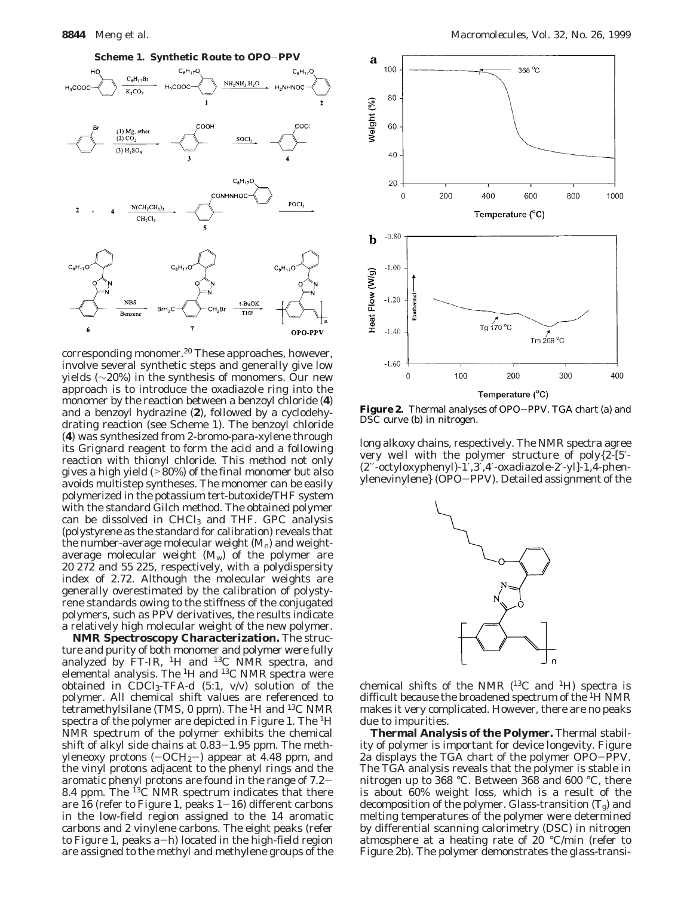**Scheme 1. Synthetic Route to OPO−PPV**

corresponding monomer.[20] These approaches, however, involve several synthetic steps and generally give low yields (∼20%) in the synthesis of monomers. Our new approach is to introduce the oxadiazole ring into the monomer by the reaction between a benzoyl chloride (**4**) and a benzoyl hydrazine (**2**), followed by a cyclodehydrating reaction (see Scheme 1). The benzoyl chloride (**4**) was synthesized from 2-bromo-para-xylene through its Grignard reagent to form the acid and a following reaction with thionyl chloride. This method not only gives a high yield (>80%) of the final monomer but also avoids multistep syntheses. The monomer can be easily polymerized in the potassium *tert*-butoxide/THF system with the standard Gilch method. The obtained polymer can be dissolved in $CHCl_3$ and THF. GPC analysis (polystyrene as the standard for calibration) reveals that the number-average molecular weight ($M_n$) and weight-average molecular weight ($M_w$) of the polymer are 20 272 and 55 225, respectively, with a polydispersity index of 2.72. Although the molecular weights are generally overestimated by the calibration of polystyrene standards owing to the stiffness of the conjugated polymers, such as PPV derivatives, the results indicate a relatively high molecular weight of the new polymer.

**NMR Spectroscopy Characterization.** The structure and purity of both monomer and polymer were fully analyzed by FT-IR, $^1H$ and $^{13}C$ NMR spectra, and elemental analysis. The $^1H$ and $^{13}C$ NMR spectra were obtained in $CDCl_3$-TFA-d (5:1, v/v) solution of the polymer. All chemical shift values are referenced to tetramethylsilane (TMS, 0 ppm). The $^1H$ and $^{13}C$ NMR spectra of the polymer are depicted in Figure 1. The $^1H$ NMR spectrum of the polymer exhibits the chemical shift of alkyl side chains at 0.83−1.95 ppm. The methyleneoxy protons ($-OCH_2-$) appear at 4.48 ppm, and the vinyl protons adjacent to the phenyl rings and the aromatic phenyl protons are found in the range of 7.2−8.4 ppm. The $^{13}C$ NMR spectrum indicates that there are 16 (refer to Figure 1, peaks 1−16) different carbons in the low-field region assigned to the 14 aromatic carbons and 2 vinylene carbons. The eight peaks (refer to Figure 1, peaks a−h) located in the high-field region are assigned to the methyl and methylene groups of the long alkoxy chains, respectively. The NMR spectra agree very well with the polymer structure of poly{2-[5′-(2′′-octyloxyphenyl)-1′,3′,4′-oxadiazole-2′-yl]-1,4-phenylenevinylene} (OPO−PPV). Detailed assignment of the chemical shifts of the NMR ($^{13}C$ and $^1H$) spectra is difficult because the broadened spectrum of the $^1H$ NMR makes it very complicated. However, there are no peaks due to impurities.

**Figure 2.** Thermal analyses of OPO−PPV. TGA chart (a) and DSC curve (b) in nitrogen.

**Thermal Analysis of the Polymer.** Thermal stability of polymer is important for device longevity. Figure 2a displays the TGA chart of the polymer OPO−PPV. The TGA analysis reveals that the polymer is stable in nitrogen up to 368 °C. Between 368 and 600 °C, there is about 60% weight loss, which is a result of the decomposition of the polymer. Glass-transition ($T_g$) and melting temperatures of the polymer were determined by differential scanning calorimetry (DSC) in nitrogen atmosphere at a heating rate of 20 °C/min (refer to Figure 2b). The polymer demonstrates the glass-transi-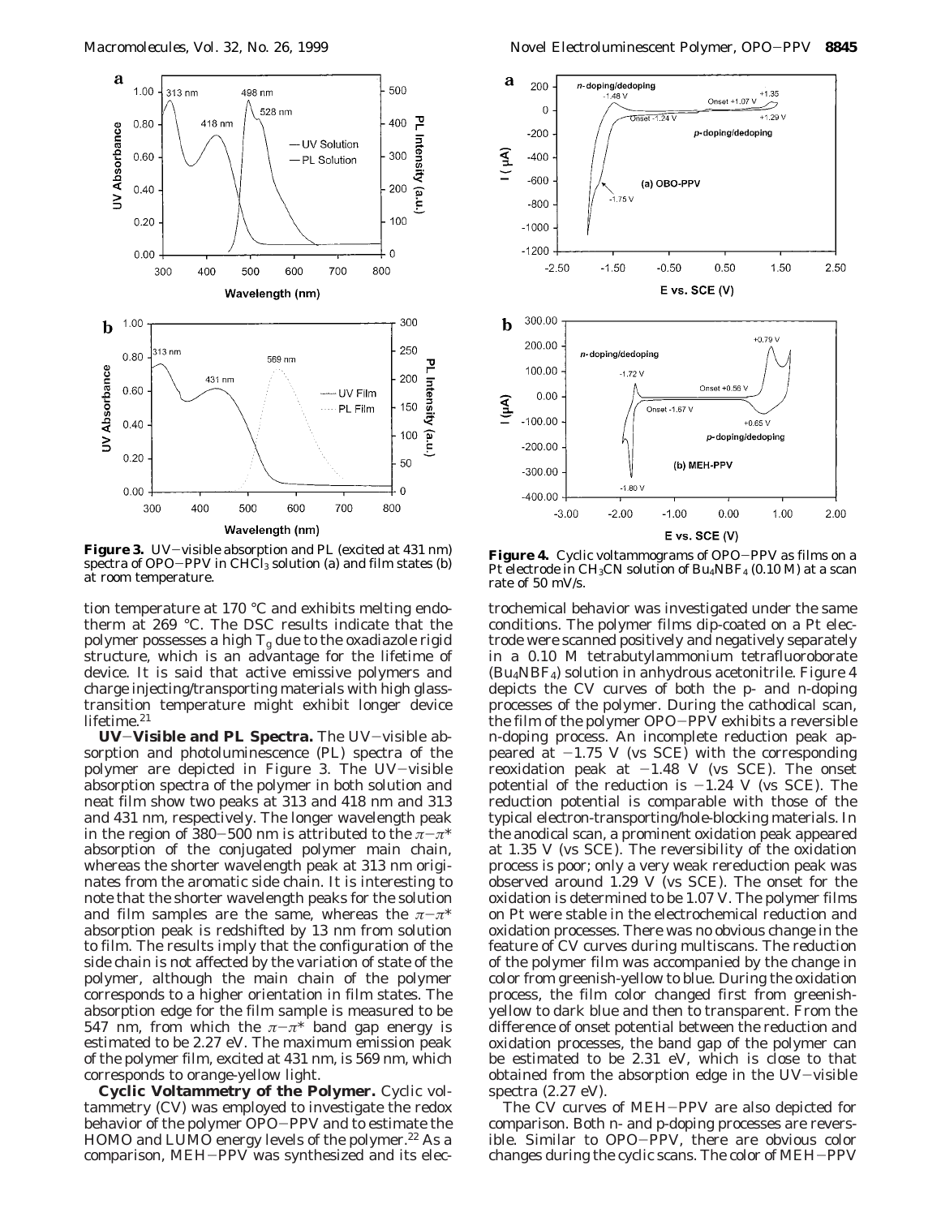**Figure 3.** UV–visible absorption and PL (excited at 431 nm) spectra of OPO–PPV in $CHCl_3$ solution (a) and film states (b) at room temperature.

**Figure 4.** Cyclic voltammograms of OPO–PPV as films on a Pt electrode in $CH_3CN$ solution of $Bu_4NBF_4$ (0.10 M) at a scan rate of 50 mV/s.

tion temperature at 170 °C and exhibits melting endotherm at 269 °C. The DSC results indicate that the polymer possesses a high $T_g$ due to the oxadiazole rigid structure, which is an advantage for the lifetime of device. It is said that active emissive polymers and charge injecting/transporting materials with high glass-transition temperature might exhibit longer device lifetime.[21]

**UV–Visible and PL Spectra.** The UV–visible absorption and photoluminescence (PL) spectra of the polymer are depicted in Figure 3. The UV–visible absorption spectra of the polymer in both solution and neat film show two peaks at 313 and 418 nm and 313 and 431 nm, respectively. The longer wavelength peak in the region of 380–500 nm is attributed to the $\pi-\pi^*$ absorption of the conjugated polymer main chain, whereas the shorter wavelength peak at 313 nm originates from the aromatic side chain. It is interesting to note that the shorter wavelength peaks for the solution and film samples are the same, whereas the $\pi-\pi^*$ absorption peak is redshifted by 13 nm from solution to film. The results imply that the configuration of the side chain is not affected by the variation of state of the polymer, although the main chain of the polymer corresponds to a higher orientation in film states. The absorption edge for the film sample is measured to be 547 nm, from which the $\pi-\pi^*$ band gap energy is estimated to be 2.27 eV. The maximum emission peak of the polymer film, excited at 431 nm, is 569 nm, which corresponds to orange-yellow light.

**Cyclic Voltammetry of the Polymer.** Cyclic voltammetry (CV) was employed to investigate the redox behavior of the polymer OPO–PPV and to estimate the HOMO and LUMO energy levels of the polymer.[22] As a comparison, MEH–PPV was synthesized and its electrochemical behavior was investigated under the same conditions. The polymer films dip-coated on a Pt electrode were scanned positively and negatively separately in a 0.10 M tetrabutylammonium tetrafluoroborate ($Bu_4NBF_4$) solution in anhydrous acetonitrile. Figure 4 depicts the CV curves of both the p- and n-doping processes of the polymer. During the cathodical scan, the film of the polymer OPO–PPV exhibits a reversible n-doping process. An incomplete reduction peak appeared at −1.75 V (vs SCE) with the corresponding reoxidation peak at −1.48 V (vs SCE). The onset potential of the reduction is −1.24 V (vs SCE). The reduction potential is comparable with those of the typical electron-transporting/hole-blocking materials. In the anodical scan, a prominent oxidation peak appeared at 1.35 V (vs SCE). The reversibility of the oxidation process is poor; only a very weak rereduction peak was observed around 1.29 V (vs SCE). The onset for the oxidation is determined to be 1.07 V. The polymer films on Pt were stable in the electrochemical reduction and oxidation processes. There was no obvious change in the feature of CV curves during multiscans. The reduction of the polymer film was accompanied by the change in color from greenish-yellow to blue. During the oxidation process, the film color changed first from greenish-yellow to dark blue and then to transparent. From the difference of onset potential between the reduction and oxidation processes, the band gap of the polymer can be estimated to be 2.31 eV, which is close to that obtained from the absorption edge in the UV–visible spectra (2.27 eV).

The CV curves of MEH–PPV are also depicted for comparison. Both n- and p-doping processes are reversible. Similar to OPO–PPV, there are obvious color changes during the cyclic scans. The color of MEH–PPV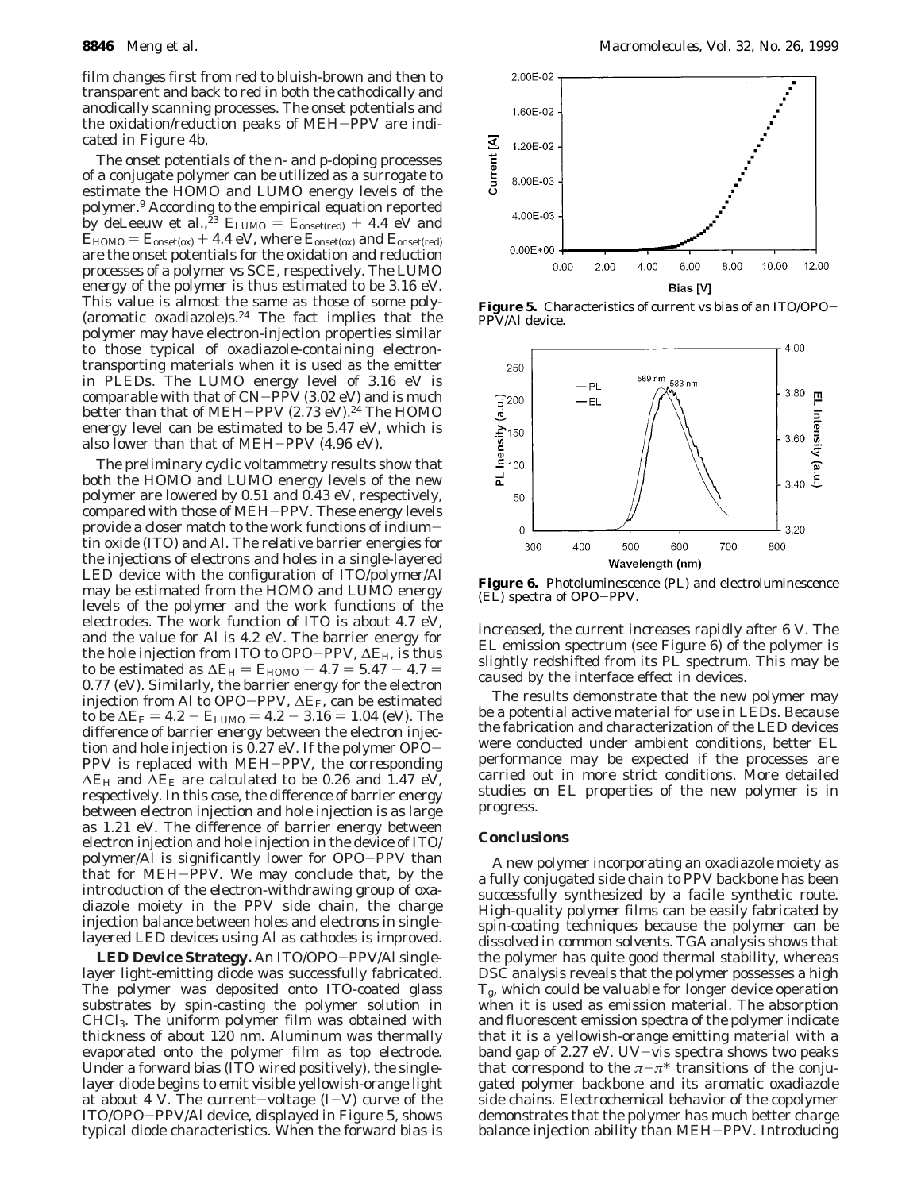film changes first from red to bluish-brown and then to transparent and back to red in both the cathodically and anodically scanning processes. The onset potentials and the oxidation/reduction peaks of MEH−PPV are indicated in Figure 4b.

The onset potentials of the n- and p-doping processes of a conjugate polymer can be utilized as a surrogate to estimate the HOMO and LUMO energy levels of the polymer.[9] According to the empirical equation reported by deLeeuw et al.,[23] $E_{LUMO} = E_{onset(red)} + 4.4$ eV and $E_{HOMO} = E_{onset(ox)} + 4.4$ eV, where $E_{onset(ox)}$ and $E_{onset(red)}$ are the onset potentials for the oxidation and reduction processes of a polymer vs SCE, respectively. The LUMO energy of the polymer is thus estimated to be 3.16 eV. This value is almost the same as those of some poly(aromatic oxadiazole)s.[24] The fact implies that the polymer may have electron-injection properties similar to those typical of oxadiazole-containing electron-transporting materials when it is used as the emitter in PLEDs. The LUMO energy level of 3.16 eV is comparable with that of CN−PPV (3.02 eV) and is much better than that of MEH−PPV (2.73 eV).[24] The HOMO energy level can be estimated to be 5.47 eV, which is also lower than that of MEH−PPV (4.96 eV).

The preliminary cyclic voltammetry results show that both the HOMO and LUMO energy levels of the new polymer are lowered by 0.51 and 0.43 eV, respectively, compared with those of MEH−PPV. These energy levels provide a closer match to the work functions of indium−tin oxide (ITO) and Al. The relative barrier energies for the injections of electrons and holes in a single-layered LED device with the configuration of ITO/polymer/Al may be estimated from the HOMO and LUMO energy levels of the polymer and the work functions of the electrodes. The work function of ITO is about 4.7 eV, and the value for Al is 4.2 eV. The barrier energy for the hole injection from ITO to OPO−PPV, $\Delta E_H$, is thus to be estimated as $\Delta E_H = E_{HOMO} - 4.7 = 5.47 - 4.7 = 0.77$ (eV). Similarly, the barrier energy for the electron injection from Al to OPO−PPV, $\Delta E_E$, can be estimated to be $\Delta E_E = 4.2 - E_{LUMO} = 4.2 - 3.16 = 1.04$ (eV). The difference of barrier energy between the electron injection and hole injection is 0.27 eV. If the polymer OPO−PPV is replaced with MEH−PPV, the corresponding $\Delta E_H$ and $\Delta E_E$ are calculated to be 0.26 and 1.47 eV, respectively. In this case, the difference of barrier energy between electron injection and hole injection is as large as 1.21 eV. The difference of barrier energy between electron injection and hole injection in the device of ITO/polymer/Al is significantly lower for OPO−PPV than that for MEH−PPV. We may conclude that, by the introduction of the electron-withdrawing group of oxadiazole moiety in the PPV side chain, the charge injection balance between holes and electrons in single-layered LED devices using Al as cathodes is improved.

**LED Device Strategy.** An ITO/OPO−PPV/Al single-layer light-emitting diode was successfully fabricated. The polymer was deposited onto ITO-coated glass substrates by spin-casting the polymer solution in $CHCl_3$. The uniform polymer film was obtained with thickness of about 120 nm. Aluminum was thermally evaporated onto the polymer film as top electrode. Under a forward bias (ITO wired positively), the single-layer diode begins to emit visible yellowish-orange light at about 4 V. The current−voltage (I−V) curve of the ITO/OPO−PPV/Al device, displayed in Figure 5, shows typical diode characteristics. When the forward bias is increased, the current increases rapidly after 6 V. The EL emission spectrum (see Figure 6) of the polymer is slightly redshifted from its PL spectrum. This may be caused by the interface effect in devices.

**Figure 5.** Characteristics of current vs bias of an ITO/OPO−PPV/Al device.

**Figure 6.** Photoluminescence (PL) and electroluminescence (EL) spectra of OPO−PPV.

The results demonstrate that the new polymer may be a potential active material for use in LEDs. Because the fabrication and characterization of the LED devices were conducted under ambient conditions, better EL performance may be expected if the processes are carried out in more strict conditions. More detailed studies on EL properties of the new polymer is in progress.

## Conclusions

A new polymer incorporating an oxadiazole moiety as a fully conjugated side chain to PPV backbone has been successfully synthesized by a facile synthetic route. High-quality polymer films can be easily fabricated by spin-coating techniques because the polymer can be dissolved in common solvents. TGA analysis shows that the polymer has quite good thermal stability, whereas DSC analysis reveals that the polymer possesses a high $T_g$, which could be valuable for longer device operation when it is used as emission material. The absorption and fluorescent emission spectra of the polymer indicate that it is a yellowish-orange emitting material with a band gap of 2.27 eV. UV−vis spectra shows two peaks that correspond to the $\pi-\pi^*$ transitions of the conjugated polymer backbone and its aromatic oxadiazole side chains. Electrochemical behavior of the copolymer demonstrates that the polymer has much better charge balance injection ability than MEH−PPV. Introducing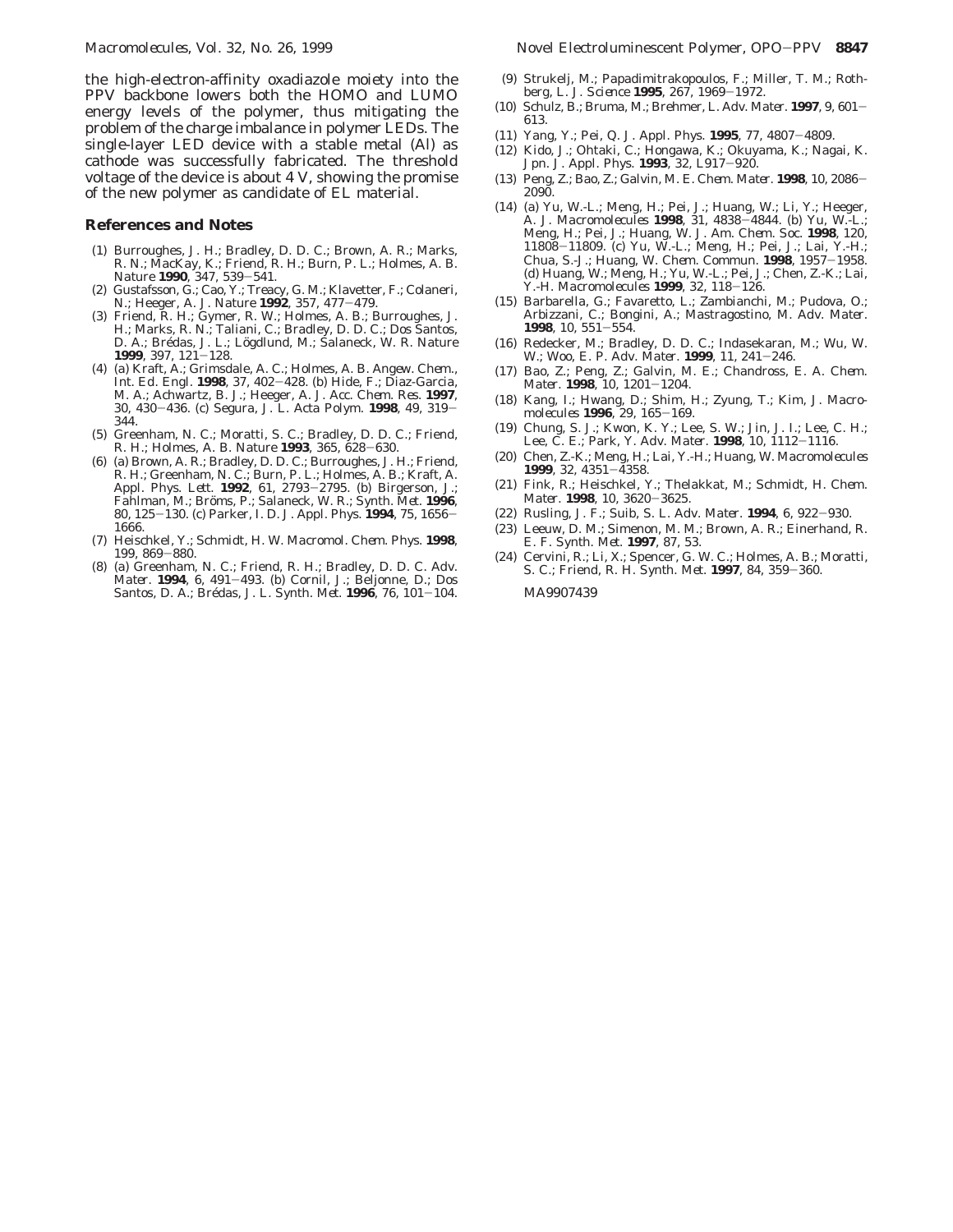the high-electron-affinity oxadiazole moiety into the PPV backbone lowers both the HOMO and LUMO energy levels of the polymer, thus mitigating the problem of the charge imbalance in polymer LEDs. The single-layer LED device with a stable metal (Al) as cathode was successfully fabricated. The threshold voltage of the device is about 4 V, showing the promise of the new polymer as candidate of EL material.

## References and Notes

(1) Burroughes, J. H.; Bradley, D. D. C.; Brown, A. R.; Marks, R. N.; MacKay, K.; Friend, R. H.; Burn, P. L.; Holmes, A. B. *Nature* **1990**, 347, 539–541.

(2) Gustafsson, G.; Cao, Y.; Treacy, G. M.; Klavetter, F.; Colaneri, N.; Heeger, A. J. *Nature* **1992**, 357, 477–479.

(3) Friend, R. H.; Gymer, R. W.; Holmes, A. B.; Burroughes, J. H.; Marks, R. N.; Taliani, C.; Bradley, D. D. C.; Dos Santos, D. A.; Brédas, J. L.; Lögdlund, M.; Salaneck, W. R. *Nature* **1999**, 397, 121–128.

(4) (a) Kraft, A.; Grimsdale, A. C.; Holmes, A. B. *Angew. Chem., Int. Ed. Engl.* **1998**, 37, 402–428. (b) Hide, F.; Diaz-Garcia, M. A.; Achwartz, B. J.; Heeger, A. J. *Acc. Chem. Res.* **1997**, 30, 430–436. (c) Segura, J. L. *Acta Polym.* **1998**, 49, 319–344.

(5) Greenham, N. C.; Moratti, S. C.; Bradley, D. D. C.; Friend, R. H.; Holmes, A. B. *Nature* **1993**, 365, 628–630.

(6) (a) Brown, A. R.; Bradley, D. D. C.; Burroughes, J. H.; Friend, R. H.; Greenham, N. C.; Burn, P. L.; Holmes, A. B.; Kraft, A. *Appl. Phys. Lett.* **1992**, 61, 2793–2795. (b) Birgerson, J.; Fahlman, M.; Bröms, P.; Salaneck, W. R.; *Synth. Met.* **1996**, 80, 125–130. (c) Parker, I. D. *J. Appl. Phys.* **1994**, 75, 1656–1666.

(7) Heischkel, Y.; Schmidt, H. W. *Macromol. Chem. Phys.* **1998**, 199, 869–880.

(8) (a) Greenham, N. C.; Friend, R. H.; Bradley, D. D. C. *Adv. Mater.* **1994**, 6, 491–493. (b) Cornil, J.; Beljonne, D.; Dos Santos, D. A.; Brédas, J. L. *Synth. Met.* **1996**, 76, 101–104.

(9) Strukelj, M.; Papadimitrakopoulos, F.; Miller, T. M.; Rothberg, L. J. *Science* **1995**, 267, 1969–1972.

(10) Schulz, B.; Bruma, M.; Brehmer, L. *Adv. Mater.* **1997**, 9, 601–613.

(11) Yang, Y.; Pei, Q. *J. Appl. Phys.* **1995**, 77, 4807–4809.

(12) Kido, J.; Ohtaki, C.; Hongawa, K.; Okuyama, K.; Nagai, K. *Jpn. J. Appl. Phys.* **1993**, 32, L917–920.

(13) Peng, Z.; Bao, Z.; Galvin, M. E. *Chem. Mater.* **1998**, 10, 2086–2090.

(14) (a) Yu, W.-L.; Meng, H.; Pei, J.; Huang, W.; Li, Y.; Heeger, A. J. *Macromolecules* **1998**, 31, 4838–4844. (b) Yu, W.-L.; Meng, H.; Pei, J.; Huang, W. *J. Am. Chem. Soc.* **1998**, 120, 11808–11809. (c) Yu, W.-L.; Meng, H.; Pei, J.; Lai, Y.-H.; Chua, S.-J.; Huang, W. *Chem. Commun.* **1998**, 1957–1958. (d) Huang, W.; Meng, H.; Yu, W.-L.; Pei, J.; Chen, Z.-K.; Lai, Y.-H. *Macromolecules* **1999**, 32, 118–126.

(15) Barbarella, G.; Favaretto, L.; Zambianchi, M.; Pudova, O.; Arbizzani, C.; Bongini, A.; Mastragostino, M. *Adv. Mater.* **1998**, 10, 551–554.

(16) Redecker, M.; Bradley, D. D. C.; Indasekaran, M.; Wu, W. W.; Woo, E. P. *Adv. Mater.* **1999**, 11, 241–246.

(17) Bao, Z.; Peng, Z.; Galvin, M. E.; Chandross, E. A. *Chem. Mater.* **1998**, 10, 1201–1204.

(18) Kang, I.; Hwang, D.; Shim, H.; Zyung, T.; Kim, J. *Macromolecules* **1996**, 29, 165–169.

(19) Chung, S. J.; Kwon, K. Y.; Lee, S. W.; Jin, J. I.; Lee, C. H.; Lee, C. E.; Park, Y. *Adv. Mater.* **1998**, 10, 1112–1116.

(20) Chen, Z.-K.; Meng, H.; Lai, Y.-H.; Huang, W. *Macromolecules* **1999**, 32, 4351–4358.

(21) Fink, R.; Heischkel, Y.; Thelakkat, M.; Schmidt, H. *Chem. Mater.* **1998**, 10, 3620–3625.

(22) Rusling, J. F.; Suib, S. L. *Adv. Mater.* **1994**, 6, 922–930.

(23) Leeuw, D. M.; Simenon, M. M.; Brown, A. R.; Einerhand, R. E. F. *Synth. Met.* **1997**, 87, 53.

(24) Cervini, R.; Li, X.; Spencer, G. W. C.; Holmes, A. B.; Moratti, S. C.; Friend, R. H. *Synth. Met.* **1997**, 84, 359–360.

MA9907439